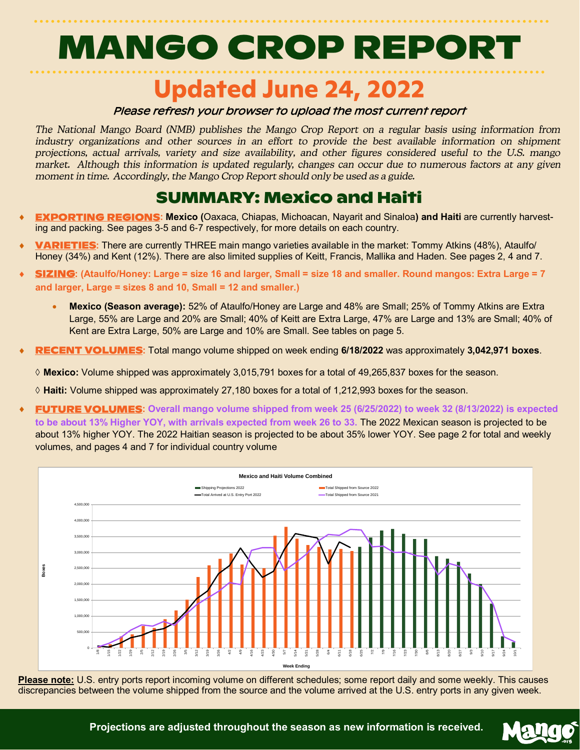# MANGO CROP REPORT

## Updated June 24, 2022

*Please refresh your browser to upload the most current report*

*The National Mango Board (NMB) publishes the Mango Crop Report on a regular basis using information from industry organizations and other sources in an effort to provide the best available information on shipment projections, actual arrivals, variety and size availability, and other figures considered useful to the U.S. mango market. Although this information is updated regularly, changes can occur due to numerous factors at any given moment in time. Accordingly, the Mango Crop Report should only be used as a guide.*

## SUMMARY: Mexico and Haiti

- **EXPORTING REGIONS**: **Mexico (**Oaxaca, Chiapas, Michoacan, Nayarit and Sinaloa**) and Haiti** are currently harvesting and packing. See pages 3-5 and 6-7 respectively, for more details on each country.
- **VARIETIES**: There are currently THREE main mango varieties available in the market: Tommy Atkins (48%), Ataulfo/Honey (34%) and Kent (12%). There are also limited supplies of Keitt, Francis, Mallika and Haden. See pages 2, 4 and 7.
- **SIZING**: **(Ataulfo/Honey: Large = size 16 and larger, Small = size 18 and smaller. Round mangos: Extra Large = 7 and larger, Large = sizes 8 and 10, Small = 12 and smaller.)**
  - **Mexico (Season average):** 52% of Ataulfo/Honey are Large and 48% are Small; 25% of Tommy Atkins are Extra Large, 55% are Large and 20% are Small; 40% of Keitt are Extra Large, 47% are Large and 13% are Small; 40% of Kent are Extra Large, 50% are Large and 10% are Small. See tables on page 5.
- **RECENT VOLUMES**: Total mango volume shipped on week ending **6/18/2022** was approximately **3,042,971 boxes**.

  ◊ **Mexico:** Volume shipped was approximately 3,015,791 boxes for a total of 49,265,837 boxes for the season.

  ◊ **Haiti:** Volume shipped was approximately 27,180 boxes for a total of 1,212,993 boxes for the season.
- **FUTURE VOLUMES**: **Overall mango volume shipped from week 25 (6/25/2022) to week 32 (8/13/2022) is expected to be about 13% Higher YOY, with arrivals expected from week 26 to 33.** The 2022 Mexican season is projected to be about 13% higher YOY. The 2022 Haitian season is projected to be about 35% lower YOY. See page 2 for total and weekly volumes, and pages 4 and 7 for individual country volume

**Please note:** U.S. entry ports report incoming volume on different schedules; some report daily and some weekly. This causes discrepancies between the volume shipped from the source and the volume arrived at the U.S. entry ports in any given week.

**Projections are adjusted throughout the season as new information is received.**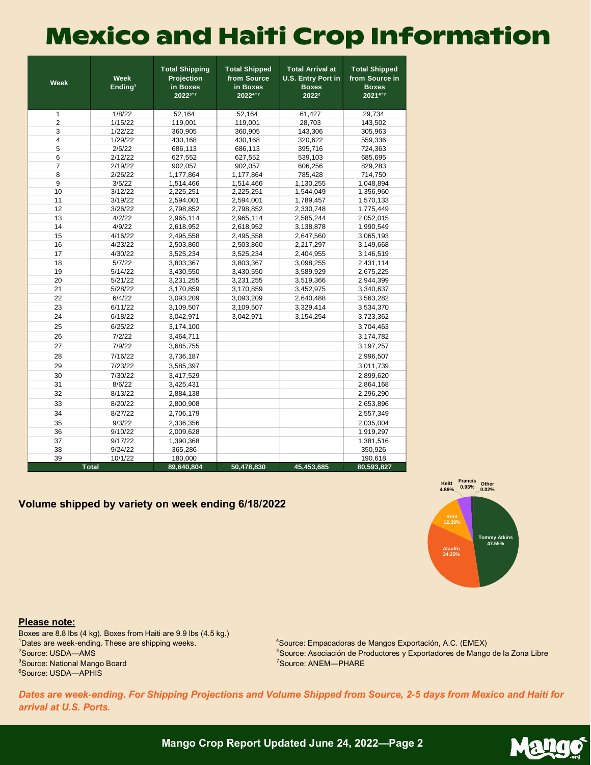# Mexico and Haiti Crop Information

| Week | Week Ending[1] | Total Shipping Projection in Boxes 2022[3-7] | Total Shipped from Source in Boxes 2022[4-7] | Total Arrival at U.S. Entry Port in Boxes 2022[2] | Total Shipped from Source in Boxes 2021[4-7] |
|---|---|---|---|---|---|
| 1 | 1/8/22 | 52,164 | 52,164 | 61,427 | 29,734 |
| 2 | 1/15/22 | 119,001 | 119,001 | 28,703 | 143,502 |
| 3 | 1/22/22 | 360,905 | 360,905 | 143,306 | 305,963 |
| 4 | 1/29/22 | 430,168 | 430,168 | 320,622 | 559,336 |
| 5 | 2/5/22 | 686,113 | 686,113 | 395,716 | 724,363 |
| 6 | 2/12/22 | 627,552 | 627,552 | 539,103 | 685,695 |
| 7 | 2/19/22 | 902,057 | 902,057 | 606,256 | 829,283 |
| 8 | 2/26/22 | 1,177,864 | 1,177,864 | 785,428 | 714,750 |
| 9 | 3/5/22 | 1,514,466 | 1,514,466 | 1,130,255 | 1,048,894 |
| 10 | 3/12/22 | 2,225,251 | 2,225,251 | 1,544,049 | 1,356,960 |
| 11 | 3/19/22 | 2,594,001 | 2,594,001 | 1,789,457 | 1,570,133 |
| 12 | 3/26/22 | 2,798,852 | 2,798,852 | 2,330,748 | 1,775,449 |
| 13 | 4/2/22 | 2,965,114 | 2,965,114 | 2,585,244 | 2,052,015 |
| 14 | 4/9/22 | 2,618,952 | 2,618,952 | 3,138,878 | 1,990,549 |
| 15 | 4/16/22 | 2,495,558 | 2,495,558 | 2,647,560 | 3,065,193 |
| 16 | 4/23/22 | 2,503,860 | 2,503,860 | 2,217,297 | 3,149,668 |
| 17 | 4/30/22 | 3,525,234 | 3,525,234 | 2,404,955 | 3,146,519 |
| 18 | 5/7/22 | 3,803,367 | 3,803,367 | 3,098,255 | 2,431,114 |
| 19 | 5/14/22 | 3,430,550 | 3,430,550 | 3,589,929 | 2,675,225 |
| 20 | 5/21/22 | 3,231,255 | 3,231,255 | 3,519,366 | 2,944,399 |
| 21 | 5/28/22 | 3,170,859 | 3,170,859 | 3,452,975 | 3,340,637 |
| 22 | 6/4/22 | 3,093,209 | 3,093,209 | 2,640,488 | 3,563,282 |
| 23 | 6/11/22 | 3,109,507 | 3,109,507 | 3,329,414 | 3,534,370 |
| 24 | 6/18/22 | 3,042,971 | 3,042,971 | 3,154,254 | 3,723,362 |
| 25 | 6/25/22 | 3,174,100 | | | 3,704,463 |
| 26 | 7/2/22 | 3,464,711 | | | 3,174,782 |
| 27 | 7/9/22 | 3,685,755 | | | 3,197,257 |
| 28 | 7/16/22 | 3,736,187 | | | 2,996,507 |
| 29 | 7/23/22 | 3,585,397 | | | 3,011,739 |
| 30 | 7/30/22 | 3,417,529 | | | 2,899,620 |
| 31 | 8/6/22 | 3,425,431 | | | 2,864,168 |
| 32 | 8/13/22 | 2,884,138 | | | 2,296,290 |
| 33 | 8/20/22 | 2,800,908 | | | 2,653,896 |
| 34 | 8/27/22 | 2,706,179 | | | 2,557,349 |
| 35 | 9/3/22 | 2,336,356 | | | 2,035,004 |
| 36 | 9/10/22 | 2,009,628 | | | 1,919,297 |
| 37 | 9/17/22 | 1,390,368 | | | 1,381,516 |
| 38 | 9/24/22 | 365,286 | | | 350,926 |
| 39 | 10/1/22 | 180,000 | | | 190,618 |
| **Total** | | **89,640,804** | **50,478,830** | **45,453,685** | **80,593,827** |

**Volume shipped by variety on week ending 6/18/2022**

Tommy Atkins 47.55%
Ataulfo 34.25%
Kent 12.39%
Keitt 4.86%
Francis 0.93%
Other 0.02%

**Please note:**

Boxes are 8.8 lbs (4 kg). Boxes from Haiti are 9.9 lbs (4.5 kg.)
[1]Dates are week-ending. These are shipping weeks.
[2]Source: USDA—AMS
[3]Source: National Mango Board
[6]Source: USDA—APHIS
[4]Source: Empacadoras de Mangos Exportación, A.C. (EMEX)
[5]Source: Asociación de Productores y Exportadores de Mango de la Zona Libre
[7]Source: ANEM—PHARE

***Dates are week-ending. For Shipping Projections and Volume Shipped from Source, 2-5 days from Mexico and Haiti for arrival at U.S. Ports.***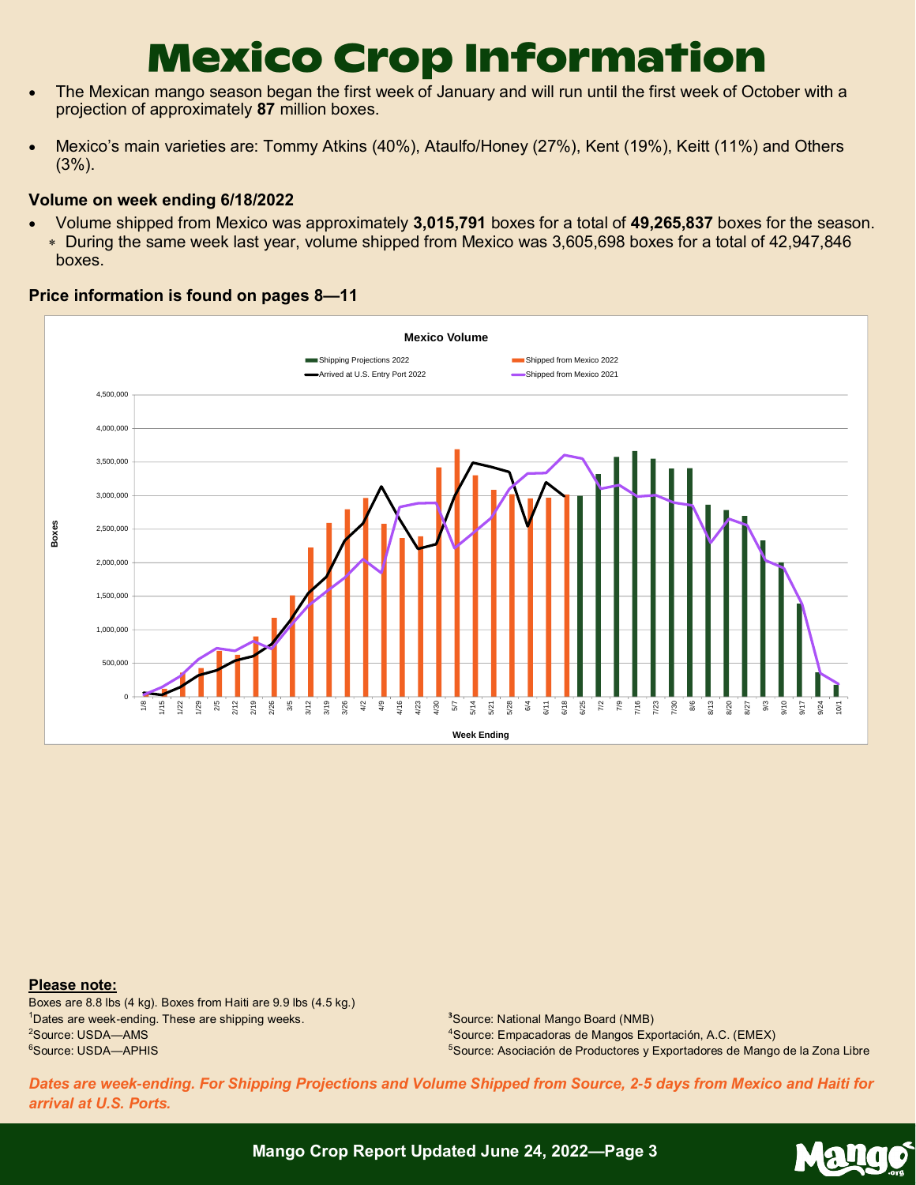# Mexico Crop Information

- The Mexican mango season began the first week of January and will run until the first week of October with a projection of approximately **87** million boxes.
- Mexico's main varieties are: Tommy Atkins (40%), Ataulfo/Honey (27%), Kent (19%), Keitt (11%) and Others (3%).

**Volume on week ending 6/18/2022**

- Volume shipped from Mexico was approximately **3,015,791** boxes for a total of **49,265,837** boxes for the season.
  - During the same week last year, volume shipped from Mexico was 3,605,698 boxes for a total of 42,947,846 boxes.

**Price information is found on pages 8—11**

**Mexico Volume**

Legend: Shipping Projections 2022; Shipped from Mexico 2022; Arrived at U.S. Entry Port 2022; Shipped from Mexico 2021

Y-axis: Boxes (0 to 4,500,000). X-axis: Week Ending (1/8 to 10/1)

**Please note:**

Boxes are 8.8 lbs (4 kg). Boxes from Haiti are 9.9 lbs (4.5 kg.)

[1]Dates are week-ending. These are shipping weeks.

[2]Source: USDA—AMS

[3]Source: National Mango Board (NMB)

[4]Source: Empacadoras de Mangos Exportación, A.C. (EMEX)

[5]Source: Asociación de Productores y Exportadores de Mango de la Zona Libre

[6]Source: USDA—APHIS

*Dates are week-ending. For Shipping Projections and Volume Shipped from Source, 2-5 days from Mexico and Haiti for arrival at U.S. Ports.*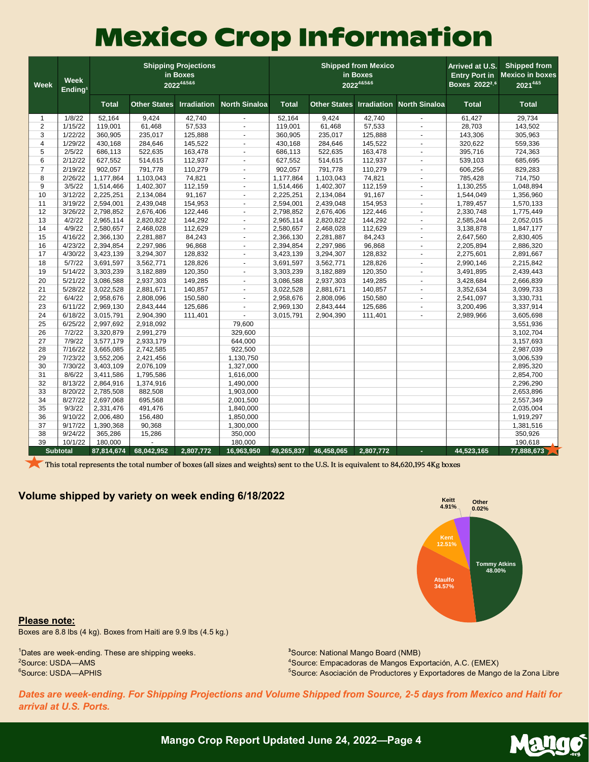# Mexico Crop Information

| Week | Week Ending[1] | Shipping Projections in Boxes 2022[4&5&6] | | | | Shipped from Mexico in Boxes 2022[4&5&6] | | | | Arrived at U.S. Entry Port in Boxes 2022[2,6] | Shipped from Mexico in boxes 2021[4&5] |
|---|---|---|---|---|---|---|---|---|---|---|---|
| | | Total | Other States | Irradiation | North Sinaloa | Total | Other States | Irradiation | North Sinaloa | Total | Total |
| 1 | 1/8/22 | 52,164 | 9,424 | 42,740 | - | 52,164 | 9,424 | 42,740 | - | 61,427 | 29,734 |
| 2 | 1/15/22 | 119,001 | 61,468 | 57,533 | - | 119,001 | 61,468 | 57,533 | - | 28,703 | 143,502 |
| 3 | 1/22/22 | 360,905 | 235,017 | 125,888 | - | 360,905 | 235,017 | 125,888 | - | 143,306 | 305,963 |
| 4 | 1/29/22 | 430,168 | 284,646 | 145,522 | - | 430,168 | 284,646 | 145,522 | - | 320,622 | 559,336 |
| 5 | 2/5/22 | 686,113 | 522,635 | 163,478 | - | 686,113 | 522,635 | 163,478 | - | 395,716 | 724,363 |
| 6 | 2/12/22 | 627,552 | 514,615 | 112,937 | - | 627,552 | 514,615 | 112,937 | - | 539,103 | 685,695 |
| 7 | 2/19/22 | 902,057 | 791,778 | 110,279 | - | 902,057 | 791,778 | 110,279 | - | 606,256 | 829,283 |
| 8 | 2/26/22 | 1,177,864 | 1,103,043 | 74,821 | - | 1,177,864 | 1,103,043 | 74,821 | - | 785,428 | 714,750 |
| 9 | 3/5/22 | 1,514,466 | 1,402,307 | 112,159 | - | 1,514,466 | 1,402,307 | 112,159 | - | 1,130,255 | 1,048,894 |
| 10 | 3/12/22 | 2,225,251 | 2,134,084 | 91,167 | - | 2,225,251 | 2,134,084 | 91,167 | - | 1,544,049 | 1,356,960 |
| 11 | 3/19/22 | 2,594,001 | 2,439,048 | 154,953 | - | 2,594,001 | 2,439,048 | 154,953 | - | 1,789,457 | 1,570,133 |
| 12 | 3/26/22 | 2,798,852 | 2,676,406 | 122,446 | - | 2,798,852 | 2,676,406 | 122,446 | - | 2,330,748 | 1,775,449 |
| 13 | 4/2/22 | 2,965,114 | 2,820,822 | 144,292 | - | 2,965,114 | 2,820,822 | 144,292 | - | 2,585,244 | 2,052,015 |
| 14 | 4/9/22 | 2,580,657 | 2,468,028 | 112,629 | - | 2,580,657 | 2,468,028 | 112,629 | - | 3,138,878 | 1,847,177 |
| 15 | 4/16/22 | 2,366,130 | 2,281,887 | 84,243 | - | 2,366,130 | 2,281,887 | 84,243 | - | 2,647,560 | 2,830,405 |
| 16 | 4/23/22 | 2,394,854 | 2,297,986 | 96,868 | - | 2,394,854 | 2,297,986 | 96,868 | - | 2,205,894 | 2,886,320 |
| 17 | 4/30/22 | 3,423,139 | 3,294,307 | 128,832 | - | 3,423,139 | 3,294,307 | 128,832 | - | 2,275,601 | 2,891,667 |
| 18 | 5/7/22 | 3,691,597 | 3,562,771 | 128,826 | - | 3,691,597 | 3,562,771 | 128,826 | - | 2,990,146 | 2,215,842 |
| 19 | 5/14/22 | 3,303,239 | 3,182,889 | 120,350 | - | 3,303,239 | 3,182,889 | 120,350 | - | 3,491,895 | 2,439,443 |
| 20 | 5/21/22 | 3,086,588 | 2,937,303 | 149,285 | - | 3,086,588 | 2,937,303 | 149,285 | - | 3,428,684 | 2,666,839 |
| 21 | 5/28/22 | 3,022,528 | 2,881,671 | 140,857 | - | 3,022,528 | 2,881,671 | 140,857 | - | 3,352,634 | 3,099,733 |
| 22 | 6/4/22 | 2,958,676 | 2,808,096 | 150,580 | - | 2,958,676 | 2,808,096 | 150,580 | - | 2,541,097 | 3,330,731 |
| 23 | 6/11/22 | 2,969,130 | 2,843,444 | 125,686 | - | 2,969,130 | 2,843,444 | 125,686 | - | 3,200,496 | 3,337,914 |
| 24 | 6/18/22 | 3,015,791 | 2,904,390 | 111,401 | - | 3,015,791 | 2,904,390 | 111,401 | - | 2,989,966 | 3,605,698 |
| 25 | 6/25/22 | 2,997,692 | 2,918,092 | | 79,600 | | | | | | 3,551,936 |
| 26 | 7/2/22 | 3,320,879 | 2,991,279 | | 329,600 | | | | | | 3,102,704 |
| 27 | 7/9/22 | 3,577,179 | 2,933,179 | | 644,000 | | | | | | 3,157,693 |
| 28 | 7/16/22 | 3,665,085 | 2,742,585 | | 922,500 | | | | | | 2,987,039 |
| 29 | 7/23/22 | 3,552,206 | 2,421,456 | | 1,130,750 | | | | | | 3,006,539 |
| 30 | 7/30/22 | 3,403,109 | 2,076,109 | | 1,327,000 | | | | | | 2,895,320 |
| 31 | 8/6/22 | 3,411,586 | 1,795,586 | | 1,616,000 | | | | | | 2,854,700 |
| 32 | 8/13/22 | 2,864,916 | 1,374,916 | | 1,490,000 | | | | | | 2,296,290 |
| 33 | 8/20/22 | 2,785,508 | 882,508 | | 1,903,000 | | | | | | 2,653,896 |
| 34 | 8/27/22 | 2,697,068 | 695,568 | | 2,001,500 | | | | | | 2,557,349 |
| 35 | 9/3/22 | 2,331,476 | 491,476 | | 1,840,000 | | | | | | 2,035,004 |
| 36 | 9/10/22 | 2,006,480 | 156,480 | | 1,850,000 | | | | | | 1,919,297 |
| 37 | 9/17/22 | 1,390,368 | 90,368 | | 1,300,000 | | | | | | 1,381,516 |
| 38 | 9/24/22 | 365,286 | 15,286 | | 350,000 | | | | | | 350,926 |
| 39 | 10/1/22 | 180,000 | - | | 180,000 | | | | | | 190,618 |
| Subtotal | | 87,814,674 | 68,042,952 | 2,807,772 | 16,963,950 | 49,265,837 | 46,458,065 | 2,807,772 | - | 44,523,165 | 77,888,673 ★ |

★ This total represents the total number of boxes (all sizes and weights) sent to the U.S. It is equivalent to 84,620,195 4Kg boxes

**Volume shipped by variety on week ending 6/18/2022**

- Tommy Atkins: 48.00%
- Ataulfo: 34.57%
- Kent: 12.51%
- Keitt: 4.91%
- Other: 0.02%

**Please note:**

Boxes are 8.8 lbs (4 kg). Boxes from Haiti are 9.9 lbs (4.5 kg.)

[1]Dates are week-ending. These are shipping weeks.
[2]Source: USDA—AMS
[3]Source: National Mango Board (NMB)
[4]Source: Empacadoras de Mangos Exportación, A.C. (EMEX)
[5]Source: Asociación de Productores y Exportadores de Mango de la Zona Libre
[6]Source: USDA—APHIS

*Dates are week-ending. For Shipping Projections and Volume Shipped from Source, 2-5 days from Mexico and Haiti for arrival at U.S. Ports.*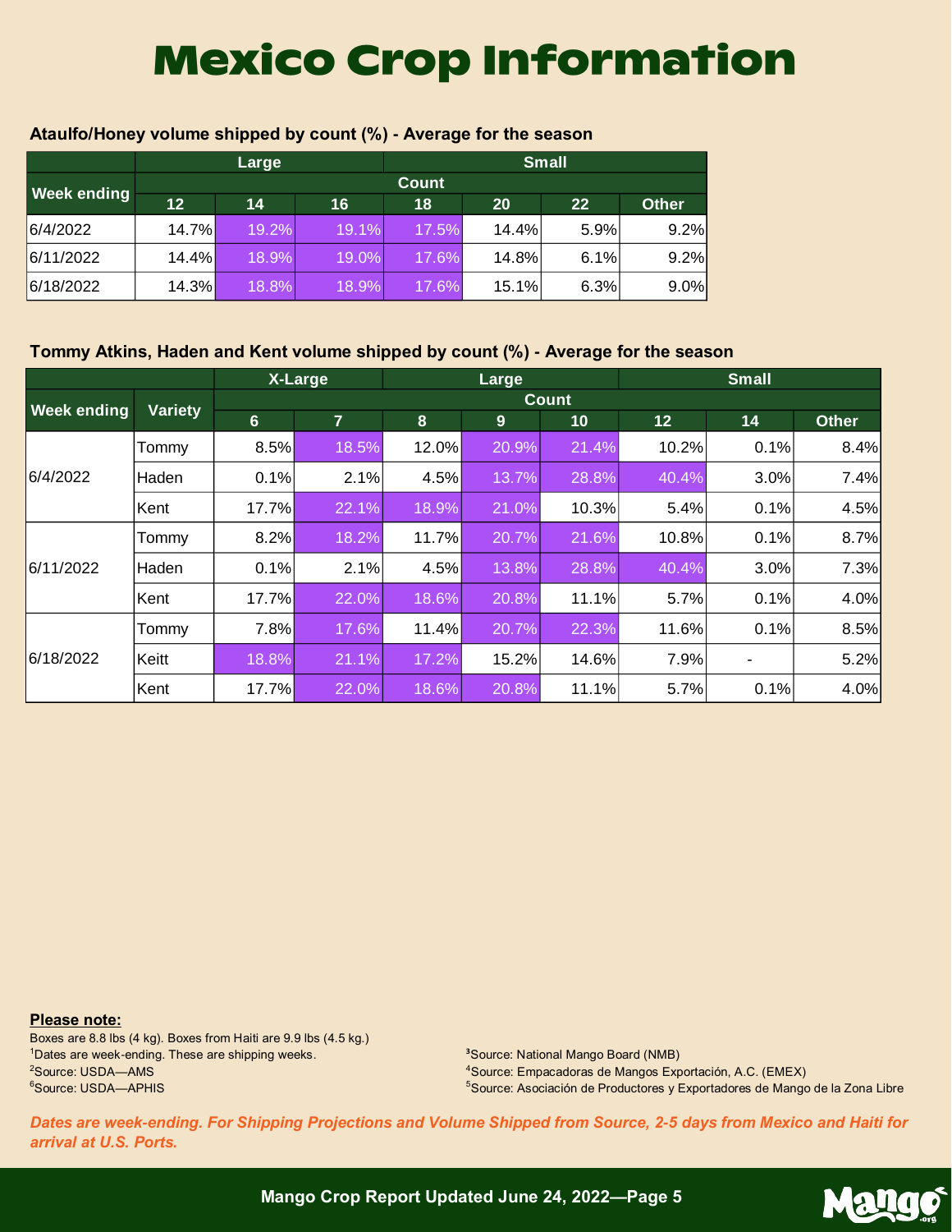# Mexico Crop Information

### Ataulfo/Honey volume shipped by count (%) - Average for the season

| Week ending | Large | | | Small | | | |
|---|---|---|---|---|---|---|---|
| | Count | | | | | | |
| | 12 | 14 | 16 | 18 | 20 | 22 | Other |
| 6/4/2022 | 14.7% | 19.2% | 19.1% | 17.5% | 14.4% | 5.9% | 9.2% |
| 6/11/2022 | 14.4% | 18.9% | 19.0% | 17.6% | 14.8% | 6.1% | 9.2% |
| 6/18/2022 | 14.3% | 18.8% | 18.9% | 17.6% | 15.1% | 6.3% | 9.0% |

### Tommy Atkins, Haden and Kent volume shipped by count (%) - Average for the season

| Week ending | Variety | X-Large | | Large | | | Small | | |
|---|---|---|---|---|---|---|---|---|---|
| | | Count | | | | | | | |
| | | 6 | 7 | 8 | 9 | 10 | 12 | 14 | Other |
| 6/4/2022 | Tommy | 8.5% | 18.5% | 12.0% | 20.9% | 21.4% | 10.2% | 0.1% | 8.4% |
| | Haden | 0.1% | 2.1% | 4.5% | 13.7% | 28.8% | 40.4% | 3.0% | 7.4% |
| | Kent | 17.7% | 22.1% | 18.9% | 21.0% | 10.3% | 5.4% | 0.1% | 4.5% |
| 6/11/2022 | Tommy | 8.2% | 18.2% | 11.7% | 20.7% | 21.6% | 10.8% | 0.1% | 8.7% |
| | Haden | 0.1% | 2.1% | 4.5% | 13.8% | 28.8% | 40.4% | 3.0% | 7.3% |
| | Kent | 17.7% | 22.0% | 18.6% | 20.8% | 11.1% | 5.7% | 0.1% | 4.0% |
| 6/18/2022 | Tommy | 7.8% | 17.6% | 11.4% | 20.7% | 22.3% | 11.6% | 0.1% | 8.5% |
| | Keitt | 18.8% | 21.1% | 17.2% | 15.2% | 14.6% | 7.9% | - | 5.2% |
| | Kent | 17.7% | 22.0% | 18.6% | 20.8% | 11.1% | 5.7% | 0.1% | 4.0% |

**Please note:**

Boxes are 8.8 lbs (4 kg). Boxes from Haiti are 9.9 lbs (4.5 kg.)

[1]Dates are week-ending. These are shipping weeks.

[2]Source: USDA—AMS

[6]Source: USDA—APHIS

[3]Source: National Mango Board (NMB)

[4]Source: Empacadoras de Mangos Exportación, A.C. (EMEX)

[5]Source: Asociación de Productores y Exportadores de Mango de la Zona Libre

***Dates are week-ending. For Shipping Projections and Volume Shipped from Source, 2-5 days from Mexico and Haiti for arrival at U.S. Ports.***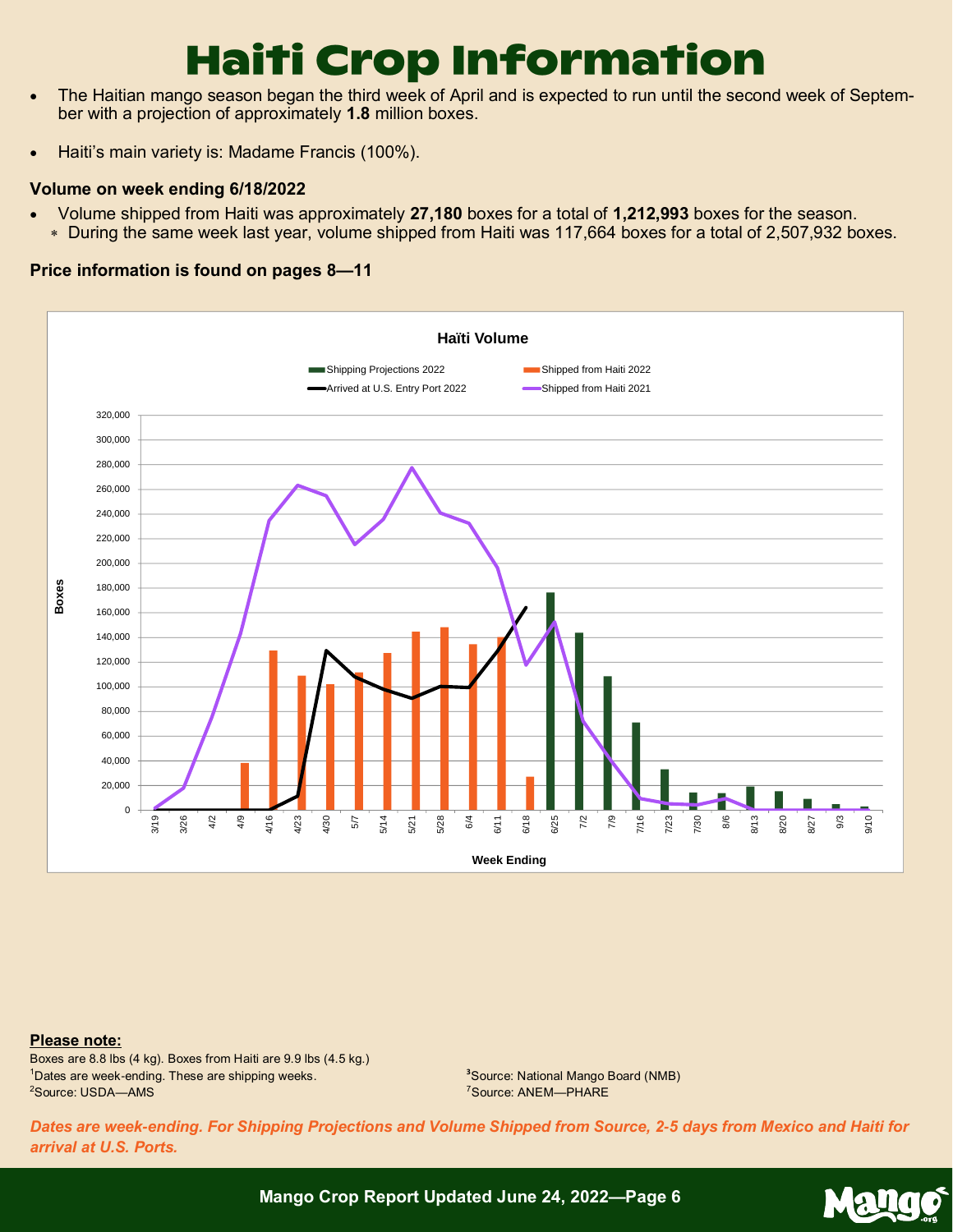# Haiti Crop Information

- The Haitian mango season began the third week of April and is expected to run until the second week of September with a projection of approximately **1.8** million boxes.

- Haiti's main variety is: Madame Francis (100%).

**Volume on week ending 6/18/2022**

- Volume shipped from Haiti was approximately **27,180** boxes for a total of **1,212,993** boxes for the season.
  - During the same week last year, volume shipped from Haiti was 117,664 boxes for a total of 2,507,932 boxes.

**Price information is found on pages 8—11**

Haïti Volume

Shipping Projections 2022 | Shipped from Haiti 2022 | Arrived at U.S. Entry Port 2022 | Shipped from Haiti 2021

Boxes (0 – 320,000)

Week Ending: 3/19, 3/26, 4/2, 4/9, 4/16, 4/23, 4/30, 5/7, 5/14, 5/21, 5/28, 6/4, 6/11, 6/18, 6/25, 7/2, 7/9, 7/16, 7/23, 7/30, 8/6, 8/13, 8/20, 8/27, 9/3, 9/10

**Please note:**

Boxes are 8.8 lbs (4 kg). Boxes from Haiti are 9.9 lbs (4.5 kg.)

[1]Dates are week-ending. These are shipping weeks.

[2]Source: USDA—AMS

[3]Source: National Mango Board (NMB)

[7]Source: ANEM—PHARE

*Dates are week-ending. For Shipping Projections and Volume Shipped from Source, 2-5 days from Mexico and Haiti for arrival at U.S. Ports.*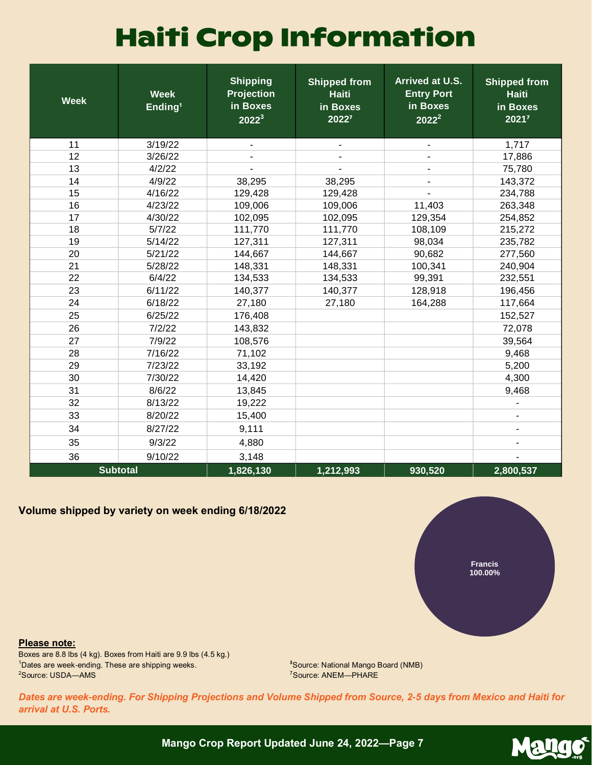# Haiti Crop Information

| Week | Week Ending[1] | Shipping Projection in Boxes 2022[3] | Shipped from Haiti in Boxes 2022[7] | Arrived at U.S. Entry Port in Boxes 2022[2] | Shipped from Haiti in Boxes 2021[7] |
|---|---|---|---|---|---|
| 11 | 3/19/22 | - | - | - | 1,717 |
| 12 | 3/26/22 | - | - | - | 17,886 |
| 13 | 4/2/22 | - | - | - | 75,780 |
| 14 | 4/9/22 | 38,295 | 38,295 | - | 143,372 |
| 15 | 4/16/22 | 129,428 | 129,428 | - | 234,788 |
| 16 | 4/23/22 | 109,006 | 109,006 | 11,403 | 263,348 |
| 17 | 4/30/22 | 102,095 | 102,095 | 129,354 | 254,852 |
| 18 | 5/7/22 | 111,770 | 111,770 | 108,109 | 215,272 |
| 19 | 5/14/22 | 127,311 | 127,311 | 98,034 | 235,782 |
| 20 | 5/21/22 | 144,667 | 144,667 | 90,682 | 277,560 |
| 21 | 5/28/22 | 148,331 | 148,331 | 100,341 | 240,904 |
| 22 | 6/4/22 | 134,533 | 134,533 | 99,391 | 232,551 |
| 23 | 6/11/22 | 140,377 | 140,377 | 128,918 | 196,456 |
| 24 | 6/18/22 | 27,180 | 27,180 | 164,288 | 117,664 |
| 25 | 6/25/22 | 176,408 | | | 152,527 |
| 26 | 7/2/22 | 143,832 | | | 72,078 |
| 27 | 7/9/22 | 108,576 | | | 39,564 |
| 28 | 7/16/22 | 71,102 | | | 9,468 |
| 29 | 7/23/22 | 33,192 | | | 5,200 |
| 30 | 7/30/22 | 14,420 | | | 4,300 |
| 31 | 8/6/22 | 13,845 | | | 9,468 |
| 32 | 8/13/22 | 19,222 | | | - |
| 33 | 8/20/22 | 15,400 | | | - |
| 34 | 8/27/22 | 9,111 | | | - |
| 35 | 9/3/22 | 4,880 | | | - |
| 36 | 9/10/22 | 3,148 | | | - |
| **Subtotal** | | **1,826,130** | **1,212,993** | **930,520** | **2,800,537** |

**Volume shipped by variety on week ending 6/18/2022**

Francis 100.00%

**Please note:**

Boxes are 8.8 lbs (4 kg). Boxes from Haiti are 9.9 lbs (4.5 kg.)

[1]Dates are week-ending. These are shipping weeks.

[2]Source: USDA—AMS

[3]Source: National Mango Board (NMB)

[7]Source: ANEM—PHARE

***Dates are week-ending. For Shipping Projections and Volume Shipped from Source, 2-5 days from Mexico and Haiti for arrival at U.S. Ports.***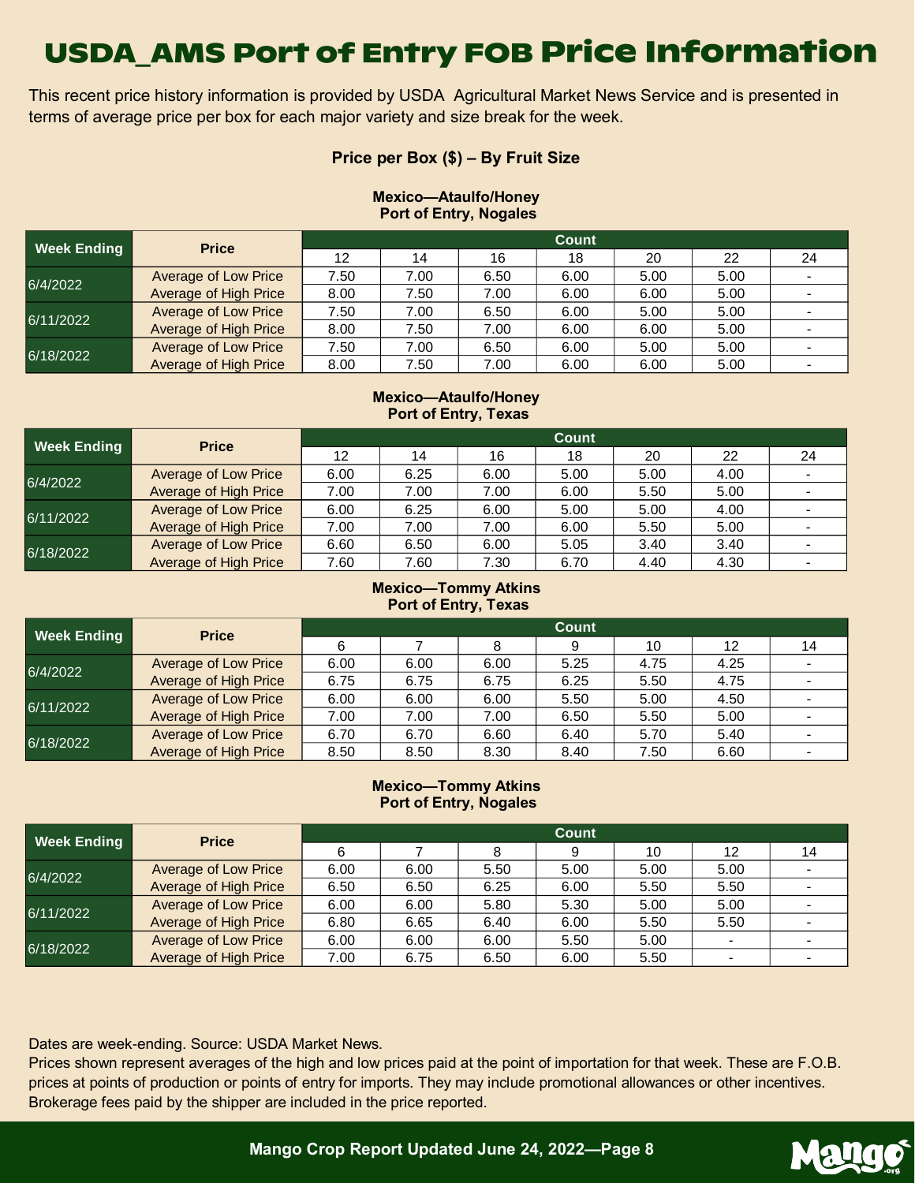# USDA_AMS Port of Entry FOB Price Information

This recent price history information is provided by USDA Agricultural Market News Service and is presented in terms of average price per box for each major variety and size break for the week.

### Price per Box ($) – By Fruit Size

**Mexico—Ataulfo/Honey**
**Port of Entry, Nogales**

| Week Ending | Price | Count | | | | | | |
|---|---|---|---|---|---|---|---|---|
| | | 12 | 14 | 16 | 18 | 20 | 22 | 24 |
| 6/4/2022 | Average of Low Price | 7.50 | 7.00 | 6.50 | 6.00 | 5.00 | 5.00 | - |
| | Average of High Price | 8.00 | 7.50 | 7.00 | 6.00 | 6.00 | 5.00 | - |
| 6/11/2022 | Average of Low Price | 7.50 | 7.00 | 6.50 | 6.00 | 5.00 | 5.00 | - |
| | Average of High Price | 8.00 | 7.50 | 7.00 | 6.00 | 6.00 | 5.00 | - |
| 6/18/2022 | Average of Low Price | 7.50 | 7.00 | 6.50 | 6.00 | 5.00 | 5.00 | - |
| | Average of High Price | 8.00 | 7.50 | 7.00 | 6.00 | 6.00 | 5.00 | - |

**Mexico—Ataulfo/Honey**
**Port of Entry, Texas**

| Week Ending | Price | Count | | | | | | |
|---|---|---|---|---|---|---|---|---|
| | | 12 | 14 | 16 | 18 | 20 | 22 | 24 |
| 6/4/2022 | Average of Low Price | 6.00 | 6.25 | 6.00 | 5.00 | 5.00 | 4.00 | - |
| | Average of High Price | 7.00 | 7.00 | 7.00 | 6.00 | 5.50 | 5.00 | - |
| 6/11/2022 | Average of Low Price | 6.00 | 6.25 | 6.00 | 5.00 | 5.00 | 4.00 | - |
| | Average of High Price | 7.00 | 7.00 | 7.00 | 6.00 | 5.50 | 5.00 | - |
| 6/18/2022 | Average of Low Price | 6.60 | 6.50 | 6.00 | 5.05 | 3.40 | 3.40 | - |
| | Average of High Price | 7.60 | 7.60 | 7.30 | 6.70 | 4.40 | 4.30 | - |

**Mexico—Tommy Atkins**
**Port of Entry, Texas**

| Week Ending | Price | Count | | | | | | |
|---|---|---|---|---|---|---|---|---|
| | | 6 | 7 | 8 | 9 | 10 | 12 | 14 |
| 6/4/2022 | Average of Low Price | 6.00 | 6.00 | 6.00 | 5.25 | 4.75 | 4.25 | - |
| | Average of High Price | 6.75 | 6.75 | 6.75 | 6.25 | 5.50 | 4.75 | - |
| 6/11/2022 | Average of Low Price | 6.00 | 6.00 | 6.00 | 5.50 | 5.00 | 4.50 | - |
| | Average of High Price | 7.00 | 7.00 | 7.00 | 6.50 | 5.50 | 5.00 | - |
| 6/18/2022 | Average of Low Price | 6.70 | 6.70 | 6.60 | 6.40 | 5.70 | 5.40 | - |
| | Average of High Price | 8.50 | 8.50 | 8.30 | 8.40 | 7.50 | 6.60 | - |

**Mexico—Tommy Atkins**
**Port of Entry, Nogales**

| Week Ending | Price | Count | | | | | | |
|---|---|---|---|---|---|---|---|---|
| | | 6 | 7 | 8 | 9 | 10 | 12 | 14 |
| 6/4/2022 | Average of Low Price | 6.00 | 6.00 | 5.50 | 5.00 | 5.00 | 5.00 | - |
| | Average of High Price | 6.50 | 6.50 | 6.25 | 6.00 | 5.50 | 5.50 | - |
| 6/11/2022 | Average of Low Price | 6.00 | 6.00 | 5.80 | 5.30 | 5.00 | 5.00 | - |
| | Average of High Price | 6.80 | 6.65 | 6.40 | 6.00 | 5.50 | 5.50 | - |
| 6/18/2022 | Average of Low Price | 6.00 | 6.00 | 6.00 | 5.50 | 5.00 | - | - |
| | Average of High Price | 7.00 | 6.75 | 6.50 | 6.00 | 5.50 | - | - |

Dates are week-ending. Source: USDA Market News.
Prices shown represent averages of the high and low prices paid at the point of importation for that week. These are F.O.B. prices at points of production or points of entry for imports. They may include promotional allowances or other incentives. Brokerage fees paid by the shipper are included in the price reported.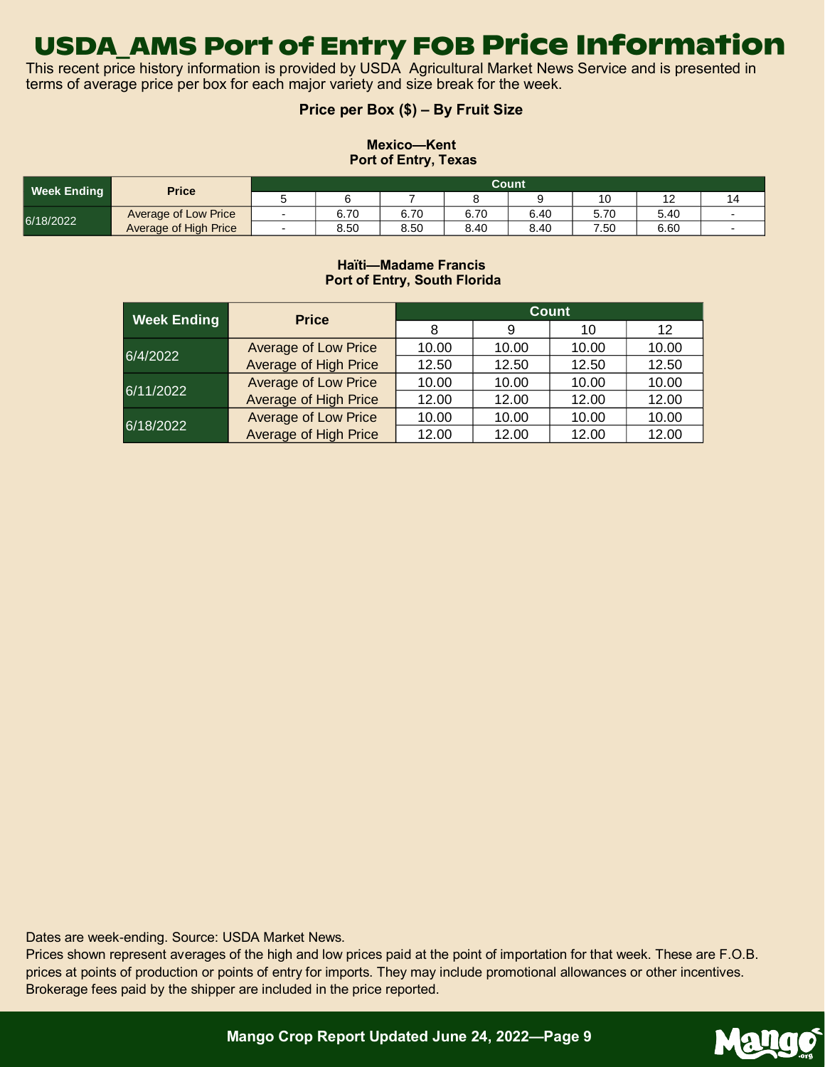# USDA_AMS Port of Entry FOB Price Information

This recent price history information is provided by USDA Agricultural Market News Service and is presented in terms of average price per box for each major variety and size break for the week.

### Price per Box ($) – By Fruit Size

**Mexico—Kent**
**Port of Entry, Texas**

| Week Ending | Price | Count | | | | | | | |
|---|---|---|---|---|---|---|---|---|---|
| | | 5 | 6 | 7 | 8 | 9 | 10 | 12 | 14 |
| 6/18/2022 | Average of Low Price | - | 6.70 | 6.70 | 6.70 | 6.40 | 5.70 | 5.40 | - |
| | Average of High Price | - | 8.50 | 8.50 | 8.40 | 8.40 | 7.50 | 6.60 | - |

**Haïti—Madame Francis**
**Port of Entry, South Florida**

| Week Ending | Price | Count | | | |
|---|---|---|---|---|---|
| | | 8 | 9 | 10 | 12 |
| 6/4/2022 | Average of Low Price | 10.00 | 10.00 | 10.00 | 10.00 |
| | Average of High Price | 12.50 | 12.50 | 12.50 | 12.50 |
| 6/11/2022 | Average of Low Price | 10.00 | 10.00 | 10.00 | 10.00 |
| | Average of High Price | 12.00 | 12.00 | 12.00 | 12.00 |
| 6/18/2022 | Average of Low Price | 10.00 | 10.00 | 10.00 | 10.00 |
| | Average of High Price | 12.00 | 12.00 | 12.00 | 12.00 |

Dates are week-ending. Source: USDA Market News.
Prices shown represent averages of the high and low prices paid at the point of importation for that week. These are F.O.B. prices at points of production or points of entry for imports. They may include promotional allowances or other incentives. Brokerage fees paid by the shipper are included in the price reported.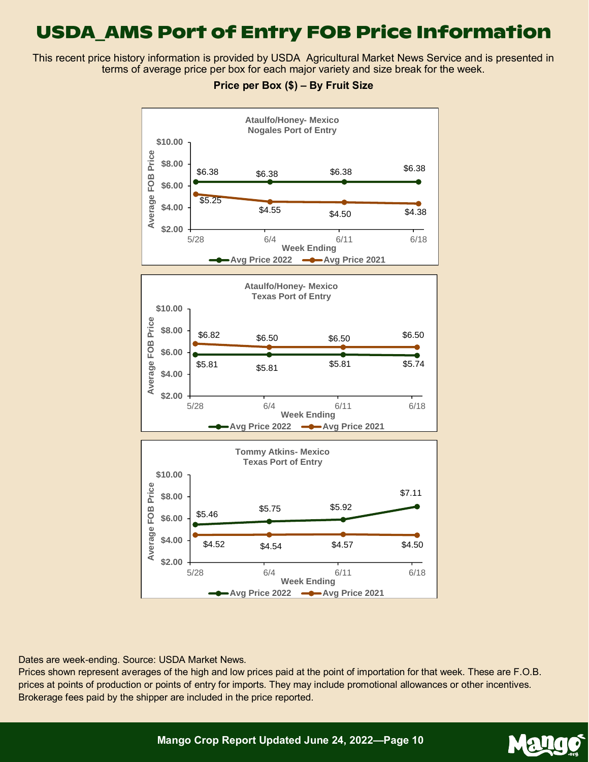# USDA_AMS Port of Entry FOB Price Information

This recent price history information is provided by USDA Agricultural Market News Service and is presented in terms of average price per box for each major variety and size break for the week.

**Price per Box ($) – By Fruit Size**

**Ataulfo/Honey- Mexico Nogales Port of Entry**

| Week Ending | Avg Price 2022 | Avg Price 2021 |
|---|---|---|
| 5/28 | $6.38 | $5.25 |
| 6/4 | $6.38 | $4.55 |
| 6/11 | $6.38 | $4.50 |
| 6/18 | $6.38 | $4.38 |

**Ataulfo/Honey- Mexico Texas Port of Entry**

| Week Ending | Avg Price 2022 | Avg Price 2021 |
|---|---|---|
| 5/28 | $5.81 | $6.82 |
| 6/4 | $5.81 | $6.50 |
| 6/11 | $5.81 | $6.50 |
| 6/18 | $5.74 | $6.50 |

**Tommy Atkins- Mexico Texas Port of Entry**

| Week Ending | Avg Price 2022 | Avg Price 2021 |
|---|---|---|
| 5/28 | $5.46 | $4.52 |
| 6/4 | $5.75 | $4.54 |
| 6/11 | $5.92 | $4.57 |
| 6/18 | $7.11 | $4.50 |

Dates are week-ending. Source: USDA Market News.

Prices shown represent averages of the high and low prices paid at the point of importation for that week. These are F.O.B. prices at points of production or points of entry for imports. They may include promotional allowances or other incentives. Brokerage fees paid by the shipper are included in the price reported.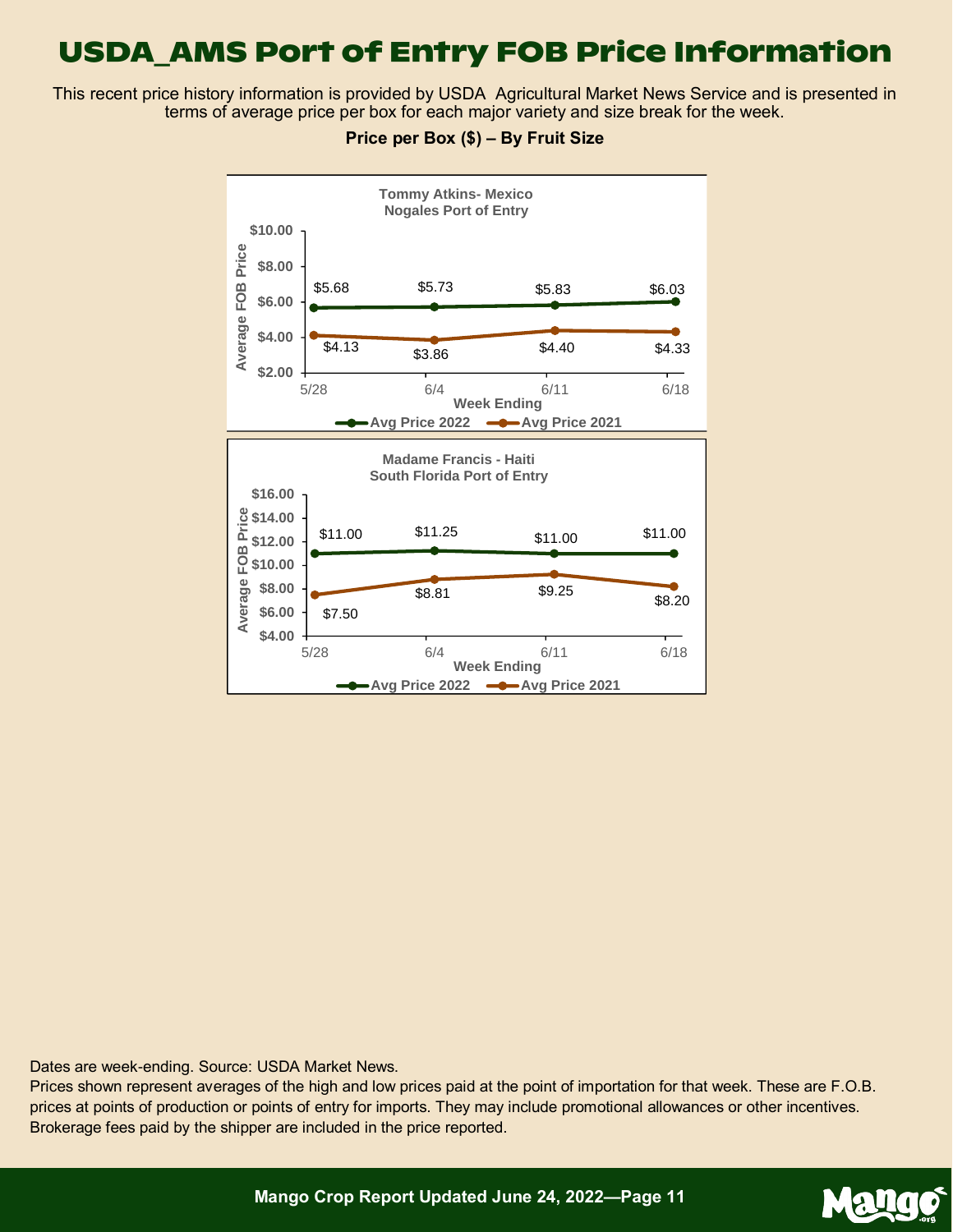# USDA_AMS Port of Entry FOB Price Information

This recent price history information is provided by USDA Agricultural Market News Service and is presented in terms of average price per box for each major variety and size break for the week.

**Price per Box ($) – By Fruit Size**

**Tommy Atkins- Mexico**
**Nogales Port of Entry**

| Week Ending | Avg Price 2022 | Avg Price 2021 |
| --- | --- | --- |
| 5/28 | $5.68 | $4.13 |
| 6/4 | $5.73 | $3.86 |
| 6/11 | $5.83 | $4.40 |
| 6/18 | $6.03 | $4.33 |

**Madame Francis - Haiti**
**South Florida Port of Entry**

| Week Ending | Avg Price 2022 | Avg Price 2021 |
| --- | --- | --- |
| 5/28 | $11.00 | $7.50 |
| 6/4 | $11.25 | $8.81 |
| 6/11 | $11.00 | $9.25 |
| 6/18 | $11.00 | $8.20 |

Dates are week-ending. Source: USDA Market News.
Prices shown represent averages of the high and low prices paid at the point of importation for that week. These are F.O.B. prices at points of production or points of entry for imports. They may include promotional allowances or other incentives. Brokerage fees paid by the shipper are included in the price reported.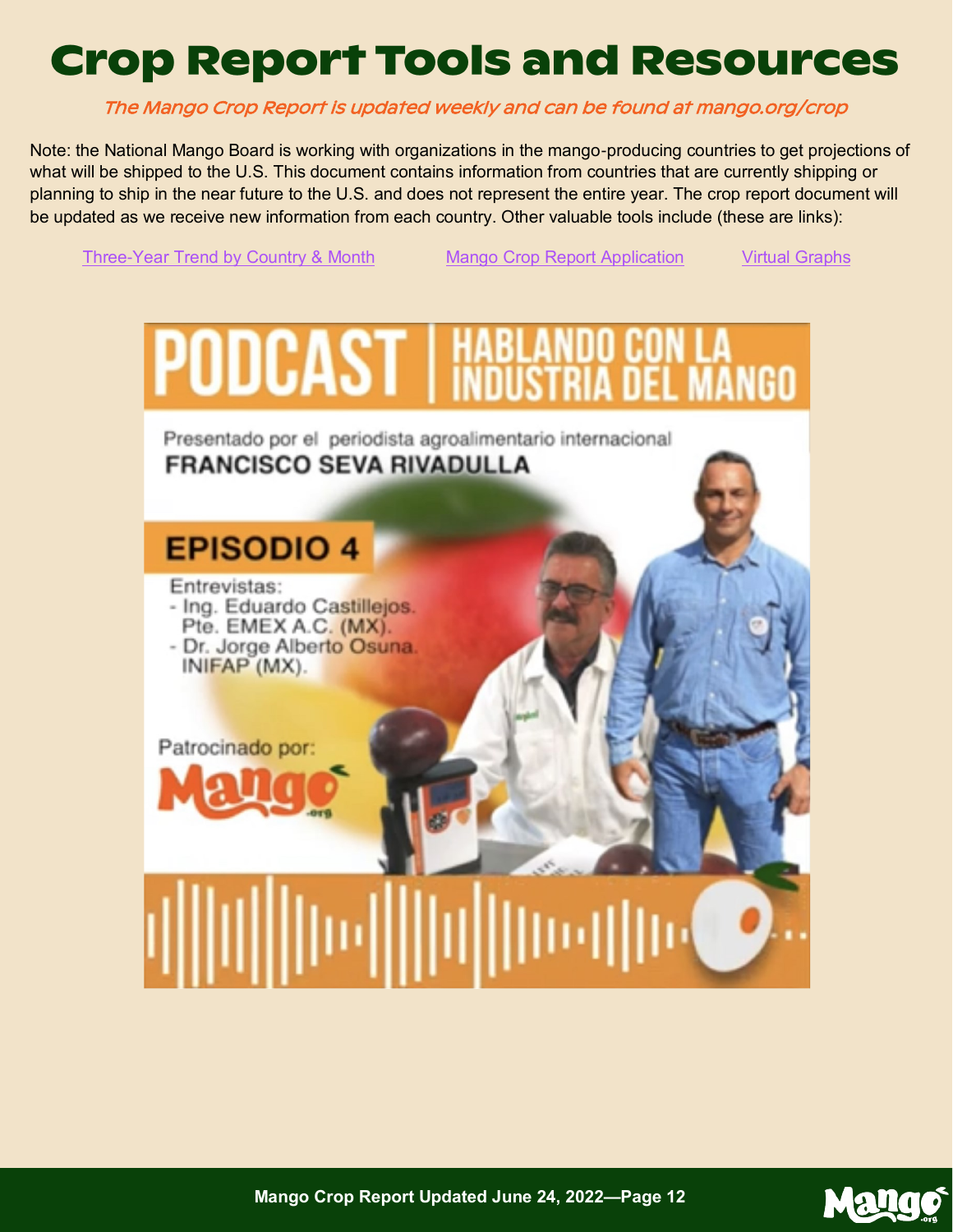# Crop Report Tools and Resources

*The Mango Crop Report is updated weekly and can be found at mango.org/crop*

Note: the National Mango Board is working with organizations in the mango-producing countries to get projections of what will be shipped to the U.S. This document contains information from countries that are currently shipping or planning to ship in the near future to the U.S. and does not represent the entire year. The crop report document will be updated as we receive new information from each country. Other valuable tools include (these are links):

Three-Year Trend by Country & Month | Mango Crop Report Application | Virtual Graphs

PODCAST | HABLANDO CON LA INDUSTRIA DEL MANGO

Presentado por el periodista agroalimentario internacional
**FRANCISCO SEVA RIVADULLA**

**EPISODIO 4**

Entrevistas:
- Ing. Eduardo Castillejos. Pte. EMEX A.C. (MX).
- Dr. Jorge Alberto Osuna. INIFAP (MX).

Patrocinado por: Mango.org